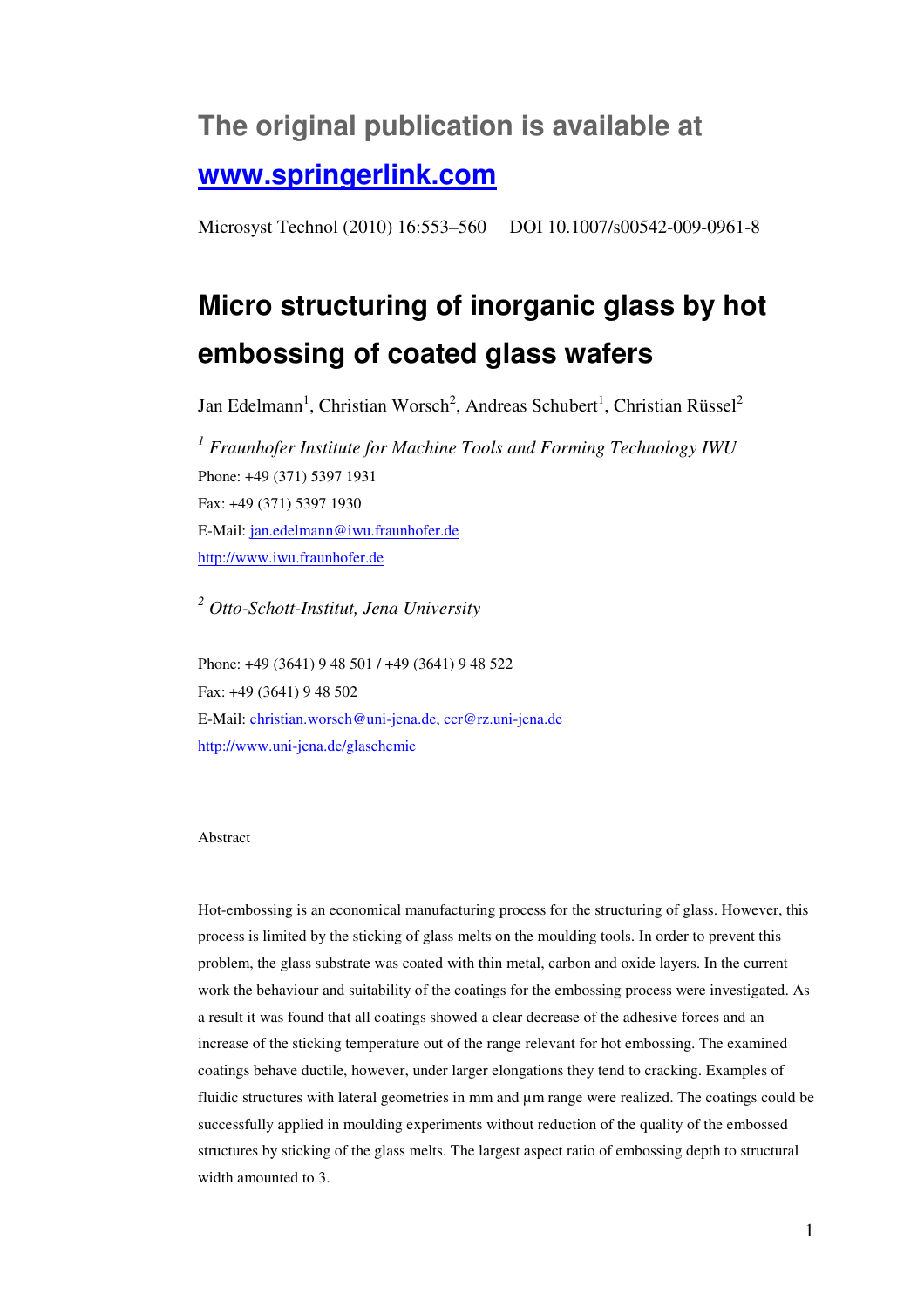## The original publication is available at

## [www.springerlink.com](http://www.springerlink.com)

Microsyst Technol (2010) 16:553–560 DOI 10.1007/s00542-009-0961-8

# Micro structuring of inorganic glass by hot embossing of coated glass wafers

Jan Edelmann[1], Christian Worsch[2], Andreas Schubert[1], Christian Rüssel[2]

[1] *Fraunhofer Institute for Machine Tools and Forming Technology IWU*

Phone: +49 (371) 5397 1931

Fax: +49 (371) 5397 1930

E-Mail: jan.edelmann@iwu.fraunhofer.de

http://www.iwu.fraunhofer.de

[2] *Otto-Schott-Institut, Jena University*

Phone: +49 (3641) 9 48 501 / +49 (3641) 9 48 522

Fax: +49 (3641) 9 48 502

E-Mail: christian.worsch@uni-jena.de, ccr@rz.uni-jena.de

http://www.uni-jena.de/glaschemie

Abstract

Hot-embossing is an economical manufacturing process for the structuring of glass. However, this process is limited by the sticking of glass melts on the moulding tools. In order to prevent this problem, the glass substrate was coated with thin metal, carbon and oxide layers. In the current work the behaviour and suitability of the coatings for the embossing process were investigated. As a result it was found that all coatings showed a clear decrease of the adhesive forces and an increase of the sticking temperature out of the range relevant for hot embossing. The examined coatings behave ductile, however, under larger elongations they tend to cracking. Examples of fluidic structures with lateral geometries in mm and µm range were realized. The coatings could be successfully applied in moulding experiments without reduction of the quality of the embossed structures by sticking of the glass melts. The largest aspect ratio of embossing depth to structural width amounted to 3.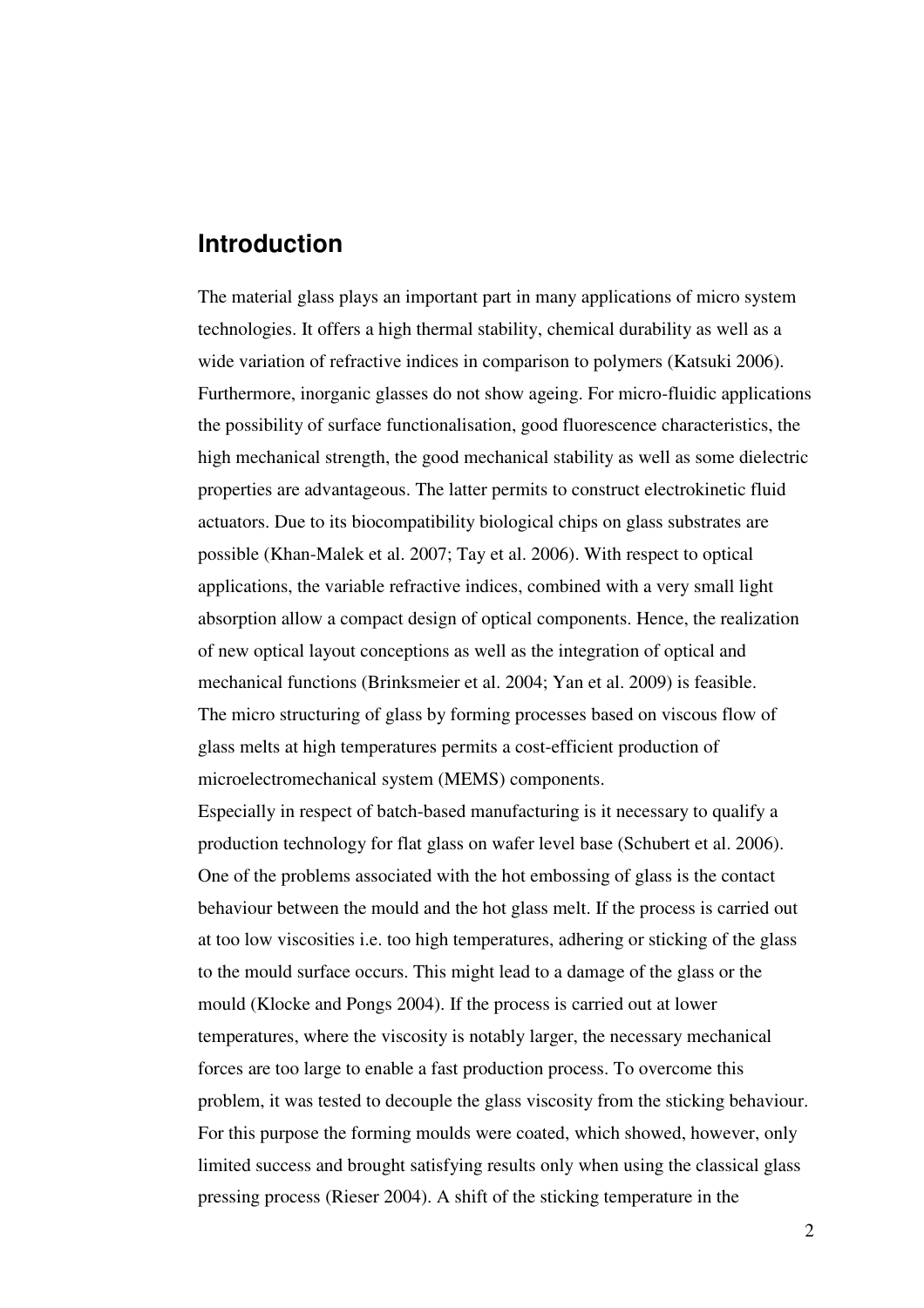## Introduction

The material glass plays an important part in many applications of micro system technologies. It offers a high thermal stability, chemical durability as well as a wide variation of refractive indices in comparison to polymers (Katsuki 2006). Furthermore, inorganic glasses do not show ageing. For micro-fluidic applications the possibility of surface functionalisation, good fluorescence characteristics, the high mechanical strength, the good mechanical stability as well as some dielectric properties are advantageous. The latter permits to construct electrokinetic fluid actuators. Due to its biocompatibility biological chips on glass substrates are possible (Khan-Malek et al. 2007; Tay et al. 2006). With respect to optical applications, the variable refractive indices, combined with a very small light absorption allow a compact design of optical components. Hence, the realization of new optical layout conceptions as well as the integration of optical and mechanical functions (Brinksmeier et al. 2004; Yan et al. 2009) is feasible.
The micro structuring of glass by forming processes based on viscous flow of glass melts at high temperatures permits a cost-efficient production of microelectromechanical system (MEMS) components.
Especially in respect of batch-based manufacturing is it necessary to qualify a production technology for flat glass on wafer level base (Schubert et al. 2006). One of the problems associated with the hot embossing of glass is the contact behaviour between the mould and the hot glass melt. If the process is carried out at too low viscosities i.e. too high temperatures, adhering or sticking of the glass to the mould surface occurs. This might lead to a damage of the glass or the mould (Klocke and Pongs 2004). If the process is carried out at lower temperatures, where the viscosity is notably larger, the necessary mechanical forces are too large to enable a fast production process. To overcome this problem, it was tested to decouple the glass viscosity from the sticking behaviour. For this purpose the forming moulds were coated, which showed, however, only limited success and brought satisfying results only when using the classical glass pressing process (Rieser 2004). A shift of the sticking temperature in the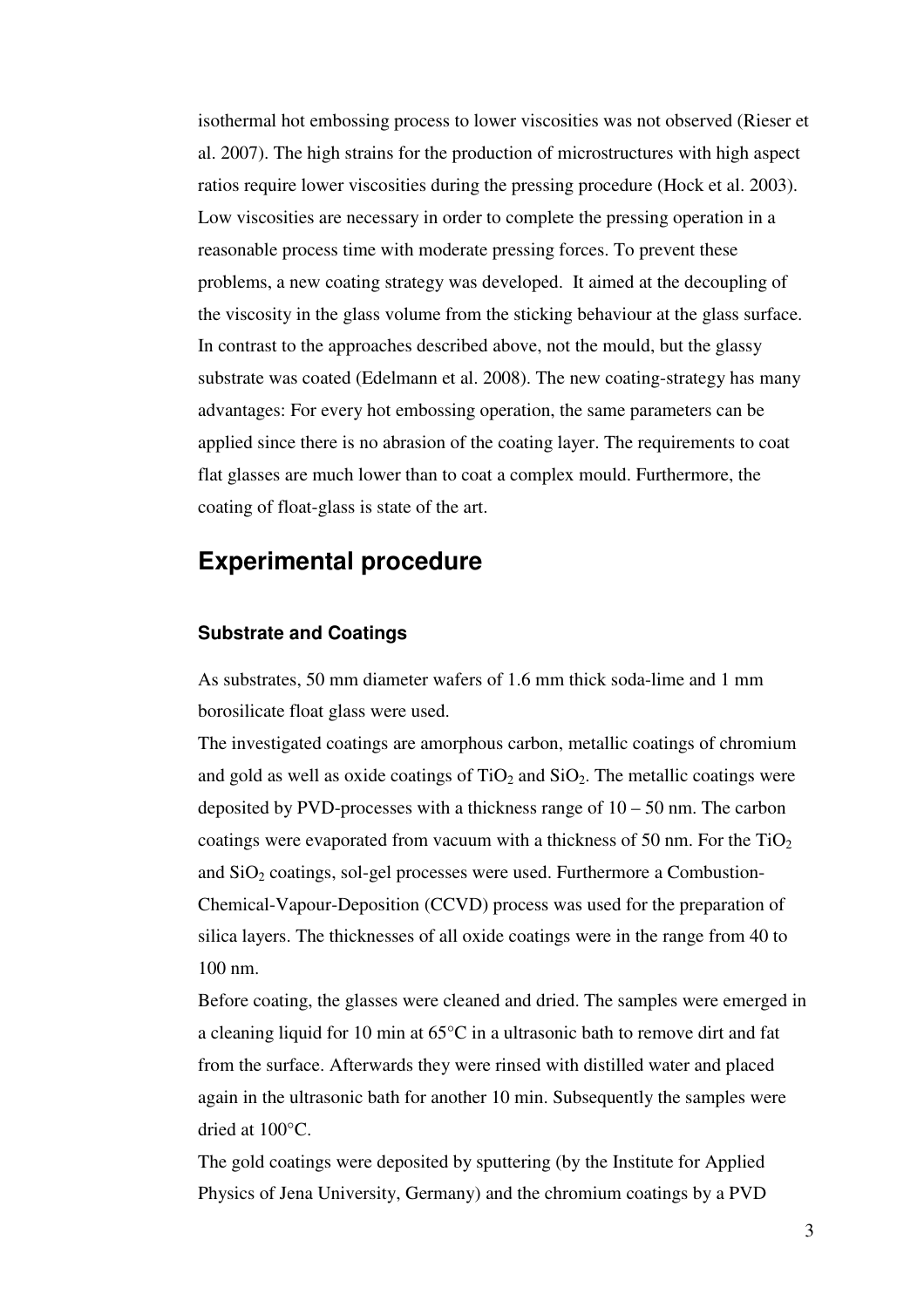isothermal hot embossing process to lower viscosities was not observed (Rieser et al. 2007). The high strains for the production of microstructures with high aspect ratios require lower viscosities during the pressing procedure (Hock et al. 2003). Low viscosities are necessary in order to complete the pressing operation in a reasonable process time with moderate pressing forces. To prevent these problems, a new coating strategy was developed. It aimed at the decoupling of the viscosity in the glass volume from the sticking behaviour at the glass surface. In contrast to the approaches described above, not the mould, but the glassy substrate was coated (Edelmann et al. 2008). The new coating-strategy has many advantages: For every hot embossing operation, the same parameters can be applied since there is no abrasion of the coating layer. The requirements to coat flat glasses are much lower than to coat a complex mould. Furthermore, the coating of float-glass is state of the art.

## Experimental procedure

### Substrate and Coatings

As substrates, 50 mm diameter wafers of 1.6 mm thick soda-lime and 1 mm borosilicate float glass were used.

The investigated coatings are amorphous carbon, metallic coatings of chromium and gold as well as oxide coatings of $TiO_2$ and $SiO_2$. The metallic coatings were deposited by PVD-processes with a thickness range of 10 – 50 nm. The carbon coatings were evaporated from vacuum with a thickness of 50 nm. For the $TiO_2$ and $SiO_2$ coatings, sol-gel processes were used. Furthermore a Combustion-Chemical-Vapour-Deposition (CCVD) process was used for the preparation of silica layers. The thicknesses of all oxide coatings were in the range from 40 to 100 nm.

Before coating, the glasses were cleaned and dried. The samples were emerged in a cleaning liquid for 10 min at 65°C in a ultrasonic bath to remove dirt and fat from the surface. Afterwards they were rinsed with distilled water and placed again in the ultrasonic bath for another 10 min. Subsequently the samples were dried at 100°C.

The gold coatings were deposited by sputtering (by the Institute for Applied Physics of Jena University, Germany) and the chromium coatings by a PVD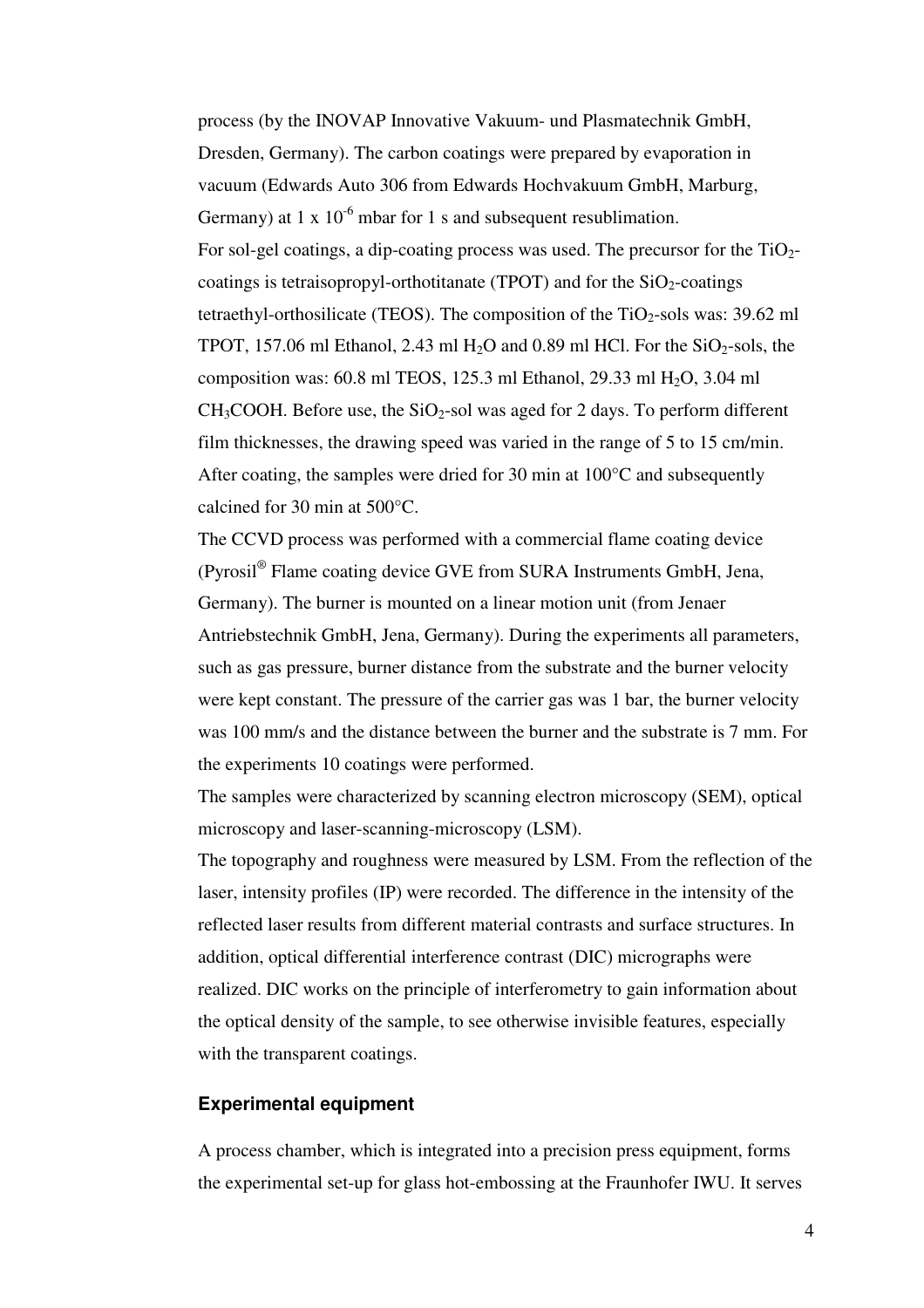process (by the INOVAP Innovative Vakuum- und Plasmatechnik GmbH, Dresden, Germany). The carbon coatings were prepared by evaporation in vacuum (Edwards Auto 306 from Edwards Hochvakuum GmbH, Marburg, Germany) at 1 x $10^{-6}$ mbar for 1 s and subsequent resublimation.

For sol-gel coatings, a dip-coating process was used. The precursor for the $TiO_2$-coatings is tetraisopropyl-orthotitanate (TPOT) and for the $SiO_2$-coatings tetraethyl-orthosilicate (TEOS). The composition of the $TiO_2$-sols was: 39.62 ml TPOT, 157.06 ml Ethanol, 2.43 ml $H_2O$ and 0.89 ml HCl. For the $SiO_2$-sols, the composition was: 60.8 ml TEOS, 125.3 ml Ethanol, 29.33 ml $H_2O$, 3.04 ml $CH_3COOH$. Before use, the $SiO_2$-sol was aged for 2 days. To perform different film thicknesses, the drawing speed was varied in the range of 5 to 15 cm/min. After coating, the samples were dried for 30 min at 100°C and subsequently calcined for 30 min at 500°C.

The CCVD process was performed with a commercial flame coating device (Pyrosil® Flame coating device GVE from SURA Instruments GmbH, Jena, Germany). The burner is mounted on a linear motion unit (from Jenaer Antriebstechnik GmbH, Jena, Germany). During the experiments all parameters, such as gas pressure, burner distance from the substrate and the burner velocity were kept constant. The pressure of the carrier gas was 1 bar, the burner velocity was 100 mm/s and the distance between the burner and the substrate is 7 mm. For the experiments 10 coatings were performed.

The samples were characterized by scanning electron microscopy (SEM), optical microscopy and laser-scanning-microscopy (LSM).

The topography and roughness were measured by LSM. From the reflection of the laser, intensity profiles (IP) were recorded. The difference in the intensity of the reflected laser results from different material contrasts and surface structures. In addition, optical differential interference contrast (DIC) micrographs were realized. DIC works on the principle of interferometry to gain information about the optical density of the sample, to see otherwise invisible features, especially with the transparent coatings.

#### Experimental equipment

A process chamber, which is integrated into a precision press equipment, forms the experimental set-up for glass hot-embossing at the Fraunhofer IWU. It serves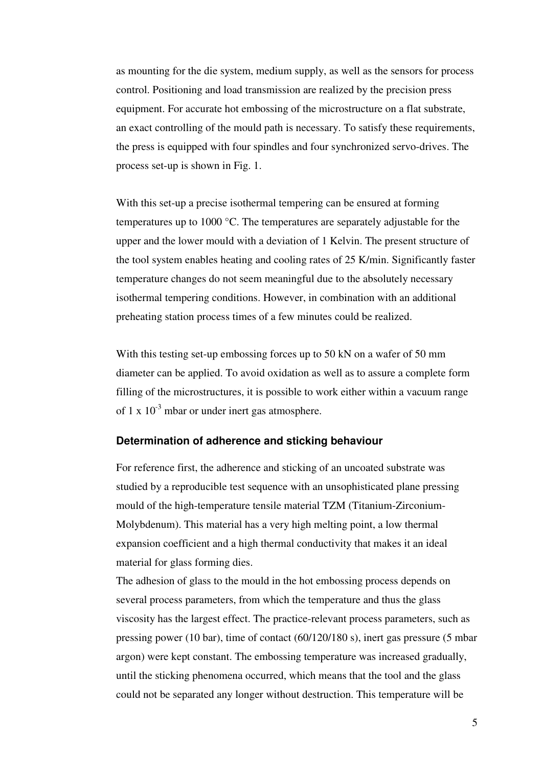as mounting for the die system, medium supply, as well as the sensors for process control. Positioning and load transmission are realized by the precision press equipment. For accurate hot embossing of the microstructure on a flat substrate, an exact controlling of the mould path is necessary. To satisfy these requirements, the press is equipped with four spindles and four synchronized servo-drives. The process set-up is shown in Fig. 1.

With this set-up a precise isothermal tempering can be ensured at forming temperatures up to 1000 °C. The temperatures are separately adjustable for the upper and the lower mould with a deviation of 1 Kelvin. The present structure of the tool system enables heating and cooling rates of 25 K/min. Significantly faster temperature changes do not seem meaningful due to the absolutely necessary isothermal tempering conditions. However, in combination with an additional preheating station process times of a few minutes could be realized.

With this testing set-up embossing forces up to 50 kN on a wafer of 50 mm diameter can be applied. To avoid oxidation as well as to assure a complete form filling of the microstructures, it is possible to work either within a vacuum range of 1 x $10^{-3}$ mbar or under inert gas atmosphere.

### Determination of adherence and sticking behaviour

For reference first, the adherence and sticking of an uncoated substrate was studied by a reproducible test sequence with an unsophisticated plane pressing mould of the high-temperature tensile material TZM (Titanium-Zirconium-Molybdenum). This material has a very high melting point, a low thermal expansion coefficient and a high thermal conductivity that makes it an ideal material for glass forming dies.

The adhesion of glass to the mould in the hot embossing process depends on several process parameters, from which the temperature and thus the glass viscosity has the largest effect. The practice-relevant process parameters, such as pressing power (10 bar), time of contact (60/120/180 s), inert gas pressure (5 mbar argon) were kept constant. The embossing temperature was increased gradually, until the sticking phenomena occurred, which means that the tool and the glass could not be separated any longer without destruction. This temperature will be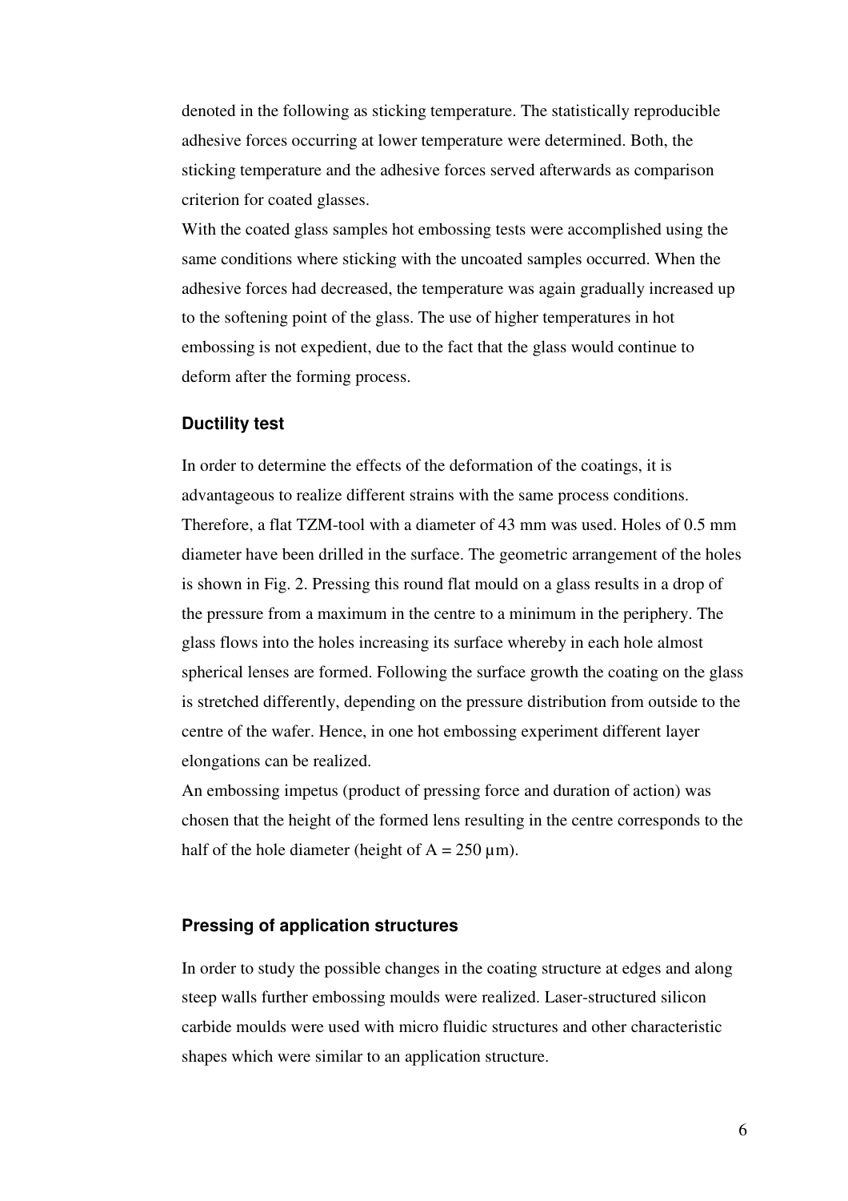denoted in the following as sticking temperature. The statistically reproducible adhesive forces occurring at lower temperature were determined. Both, the sticking temperature and the adhesive forces served afterwards as comparison criterion for coated glasses.

With the coated glass samples hot embossing tests were accomplished using the same conditions where sticking with the uncoated samples occurred. When the adhesive forces had decreased, the temperature was again gradually increased up to the softening point of the glass. The use of higher temperatures in hot embossing is not expedient, due to the fact that the glass would continue to deform after the forming process.

### Ductility test

In order to determine the effects of the deformation of the coatings, it is advantageous to realize different strains with the same process conditions. Therefore, a flat TZM-tool with a diameter of 43 mm was used. Holes of 0.5 mm diameter have been drilled in the surface. The geometric arrangement of the holes is shown in Fig. 2. Pressing this round flat mould on a glass results in a drop of the pressure from a maximum in the centre to a minimum in the periphery. The glass flows into the holes increasing its surface whereby in each hole almost spherical lenses are formed. Following the surface growth the coating on the glass is stretched differently, depending on the pressure distribution from outside to the centre of the wafer. Hence, in one hot embossing experiment different layer elongations can be realized.

An embossing impetus (product of pressing force and duration of action) was chosen that the height of the formed lens resulting in the centre corresponds to the half of the hole diameter (height of A = 250 µm).

### Pressing of application structures

In order to study the possible changes in the coating structure at edges and along steep walls further embossing moulds were realized. Laser-structured silicon carbide moulds were used with micro fluidic structures and other characteristic shapes which were similar to an application structure.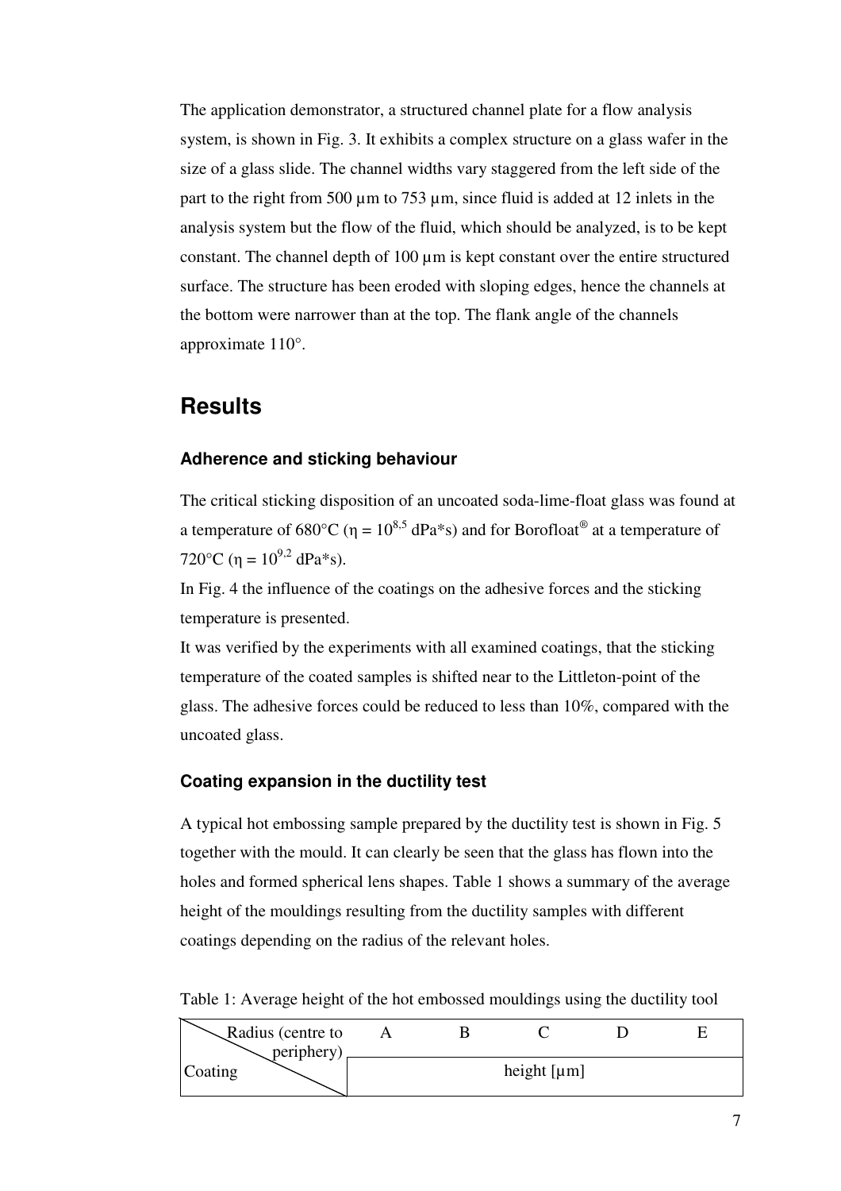The application demonstrator, a structured channel plate for a flow analysis system, is shown in Fig. 3. It exhibits a complex structure on a glass wafer in the size of a glass slide. The channel widths vary staggered from the left side of the part to the right from 500 µm to 753 µm, since fluid is added at 12 inlets in the analysis system but the flow of the fluid, which should be analyzed, is to be kept constant. The channel depth of 100 µm is kept constant over the entire structured surface. The structure has been eroded with sloping edges, hence the channels at the bottom were narrower than at the top. The flank angle of the channels approximate 110°.

## Results

### Adherence and sticking behaviour

The critical sticking disposition of an uncoated soda-lime-float glass was found at a temperature of 680°C ($\eta = 10^{8,5}$ dPa*s) and for Borofloat® at a temperature of 720°C ($\eta = 10^{9,2}$ dPa*s).

In Fig. 4 the influence of the coatings on the adhesive forces and the sticking temperature is presented.

It was verified by the experiments with all examined coatings, that the sticking temperature of the coated samples is shifted near to the Littleton-point of the glass. The adhesive forces could be reduced to less than 10%, compared with the uncoated glass.

### Coating expansion in the ductility test

A typical hot embossing sample prepared by the ductility test is shown in Fig. 5 together with the mould. It can clearly be seen that the glass has flown into the holes and formed spherical lens shapes. Table 1 shows a summary of the average height of the mouldings resulting from the ductility samples with different coatings depending on the radius of the relevant holes.

Table 1: Average height of the hot embossed mouldings using the ductility tool

| Radius (centre to periphery) / Coating | A | B | C | D | E |
|---|---|---|---|---|---|
| | height [µm] | | | | |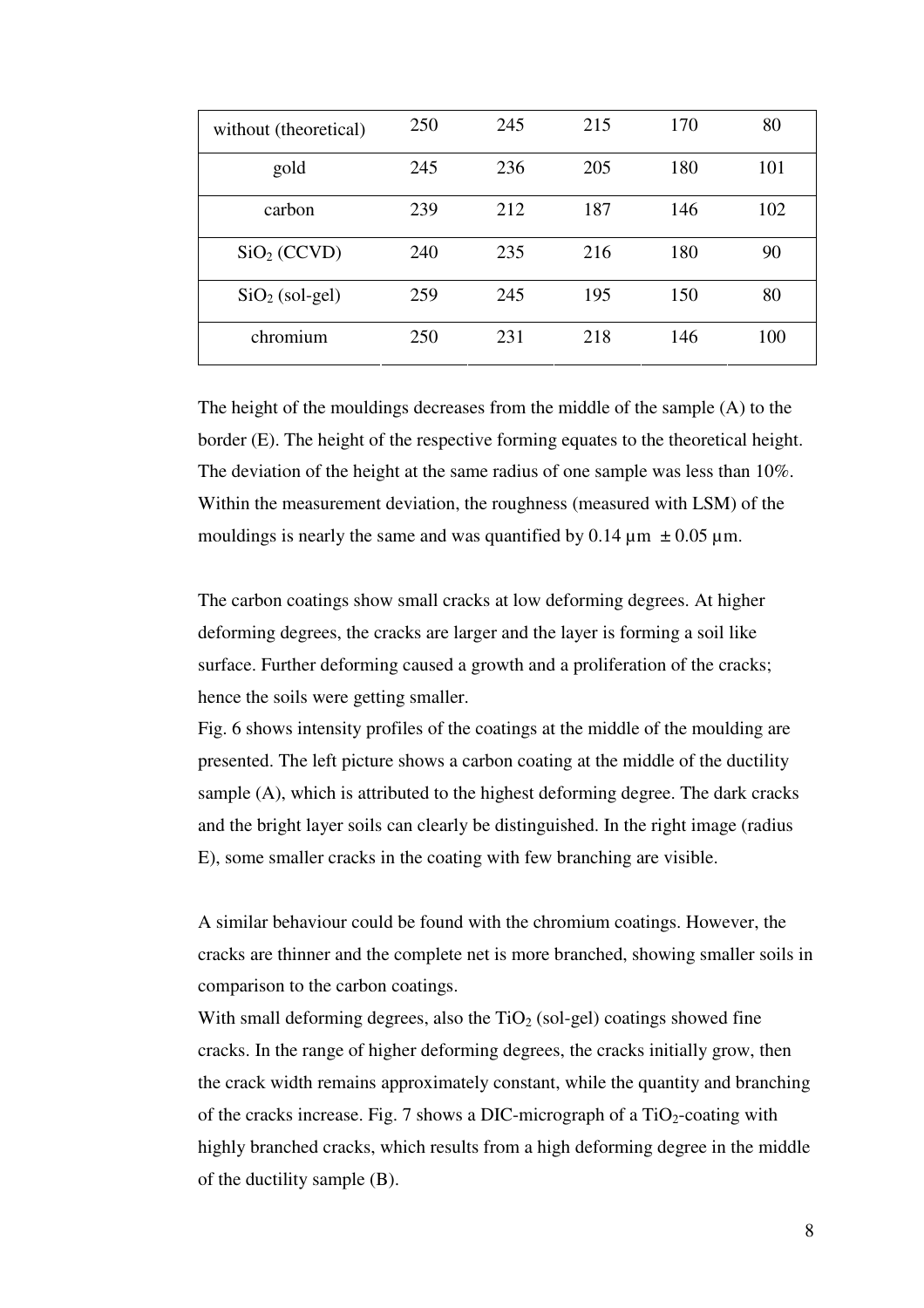| without (theoretical) | 250 | 245 | 215 | 170 | 80 |
|---|---|---|---|---|---|
| gold | 245 | 236 | 205 | 180 | 101 |
| carbon | 239 | 212 | 187 | 146 | 102 |
| $SiO_2$ (CCVD) | 240 | 235 | 216 | 180 | 90 |
| $SiO_2$ (sol-gel) | 259 | 245 | 195 | 150 | 80 |
| chromium | 250 | 231 | 218 | 146 | 100 |

The height of the mouldings decreases from the middle of the sample (A) to the border (E). The height of the respective forming equates to the theoretical height. The deviation of the height at the same radius of one sample was less than 10%. Within the measurement deviation, the roughness (measured with LSM) of the mouldings is nearly the same and was quantified by 0.14 µm ± 0.05 µm.

The carbon coatings show small cracks at low deforming degrees. At higher deforming degrees, the cracks are larger and the layer is forming a soil like surface. Further deforming caused a growth and a proliferation of the cracks; hence the soils were getting smaller.

Fig. 6 shows intensity profiles of the coatings at the middle of the moulding are presented. The left picture shows a carbon coating at the middle of the ductility sample (A), which is attributed to the highest deforming degree. The dark cracks and the bright layer soils can clearly be distinguished. In the right image (radius E), some smaller cracks in the coating with few branching are visible.

A similar behaviour could be found with the chromium coatings. However, the cracks are thinner and the complete net is more branched, showing smaller soils in comparison to the carbon coatings.

With small deforming degrees, also the $TiO_2$ (sol-gel) coatings showed fine cracks. In the range of higher deforming degrees, the cracks initially grow, then the crack width remains approximately constant, while the quantity and branching of the cracks increase. Fig. 7 shows a DIC-micrograph of a $TiO_2$-coating with highly branched cracks, which results from a high deforming degree in the middle of the ductility sample (B).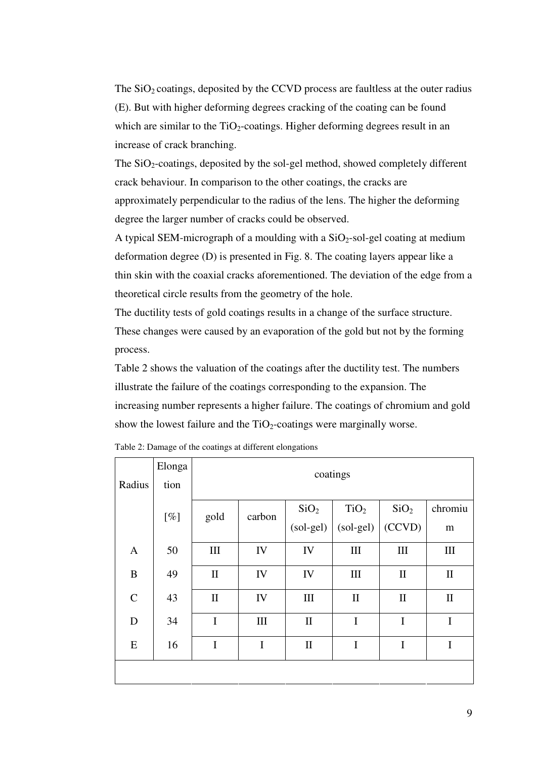The $SiO_2$ coatings, deposited by the CCVD process are faultless at the outer radius (E). But with higher deforming degrees cracking of the coating can be found which are similar to the $TiO_2$-coatings. Higher deforming degrees result in an increase of crack branching.

The $SiO_2$-coatings, deposited by the sol-gel method, showed completely different crack behaviour. In comparison to the other coatings, the cracks are approximately perpendicular to the radius of the lens. The higher the deforming degree the larger number of cracks could be observed.

A typical SEM-micrograph of a moulding with a $SiO_2$-sol-gel coating at medium deformation degree (D) is presented in Fig. 8. The coating layers appear like a thin skin with the coaxial cracks aforementioned. The deviation of the edge from a theoretical circle results from the geometry of the hole.

The ductility tests of gold coatings results in a change of the surface structure. These changes were caused by an evaporation of the gold but not by the forming process.

Table 2 shows the valuation of the coatings after the ductility test. The numbers illustrate the failure of the coatings corresponding to the expansion. The increasing number represents a higher failure. The coatings of chromium and gold show the lowest failure and the $TiO_2$-coatings were marginally worse.

Table 2: Damage of the coatings at different elongations

| Radius | Elongation | coatings | | | | | |
|---|---|---|---|---|---|---|---|
| | [%] | gold | carbon | $SiO_2$ (sol-gel) | $TiO_2$ (sol-gel) | $SiO_2$ (CCVD) | chromium |
| A | 50 | III | IV | IV | III | III | III |
| B | 49 | II | IV | IV | III | II | II |
| C | 43 | II | IV | III | II | II | II |
| D | 34 | I | III | II | I | I | I |
| E | 16 | I | I | II | I | I | I |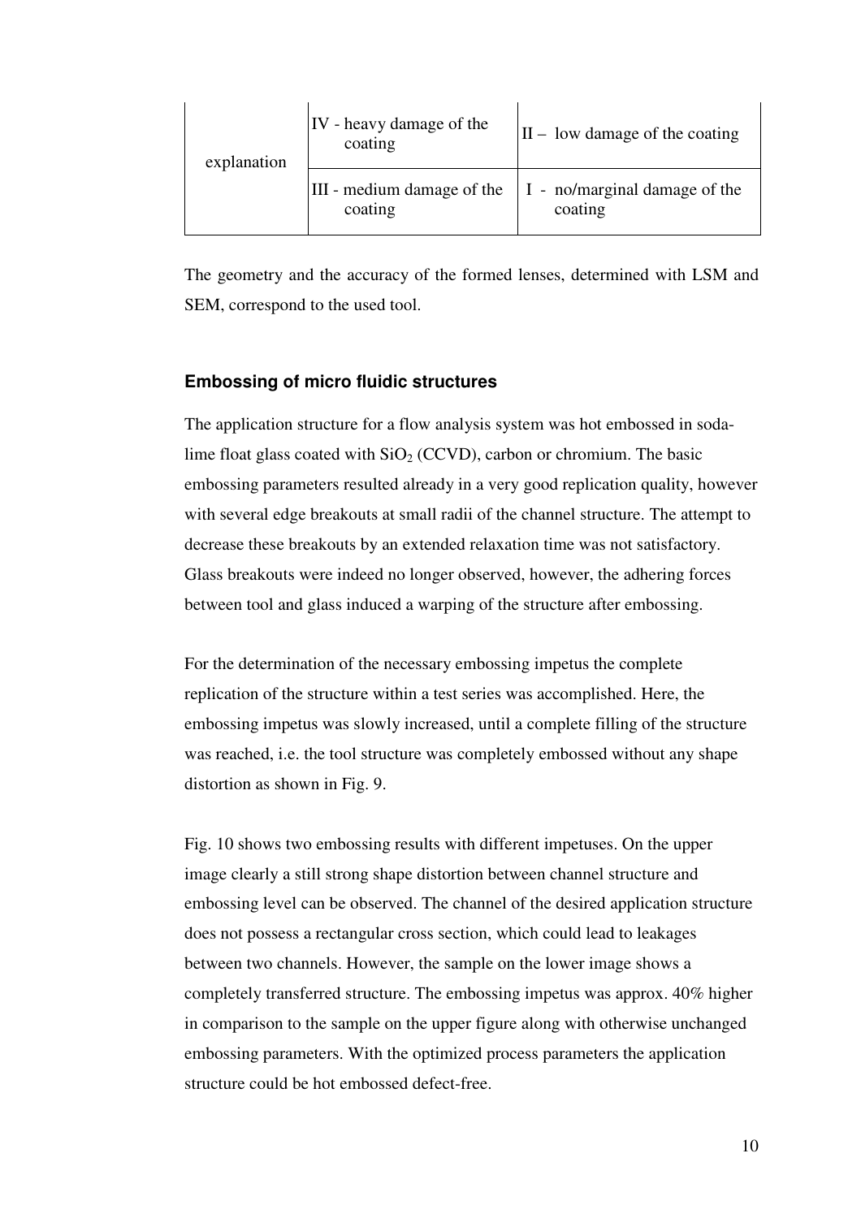| explanation | IV - heavy damage of the coating | II – low damage of the coating |
|---|---|---|
| | III - medium damage of the coating | I - no/marginal damage of the coating |

The geometry and the accuracy of the formed lenses, determined with LSM and SEM, correspond to the used tool.

### Embossing of micro fluidic structures

The application structure for a flow analysis system was hot embossed in soda-lime float glass coated with $SiO_2$ (CCVD), carbon or chromium. The basic embossing parameters resulted already in a very good replication quality, however with several edge breakouts at small radii of the channel structure. The attempt to decrease these breakouts by an extended relaxation time was not satisfactory. Glass breakouts were indeed no longer observed, however, the adhering forces between tool and glass induced a warping of the structure after embossing.

For the determination of the necessary embossing impetus the complete replication of the structure within a test series was accomplished. Here, the embossing impetus was slowly increased, until a complete filling of the structure was reached, i.e. the tool structure was completely embossed without any shape distortion as shown in Fig. 9.

Fig. 10 shows two embossing results with different impetuses. On the upper image clearly a still strong shape distortion between channel structure and embossing level can be observed. The channel of the desired application structure does not possess a rectangular cross section, which could lead to leakages between two channels. However, the sample on the lower image shows a completely transferred structure. The embossing impetus was approx. 40% higher in comparison to the sample on the upper figure along with otherwise unchanged embossing parameters. With the optimized process parameters the application structure could be hot embossed defect-free.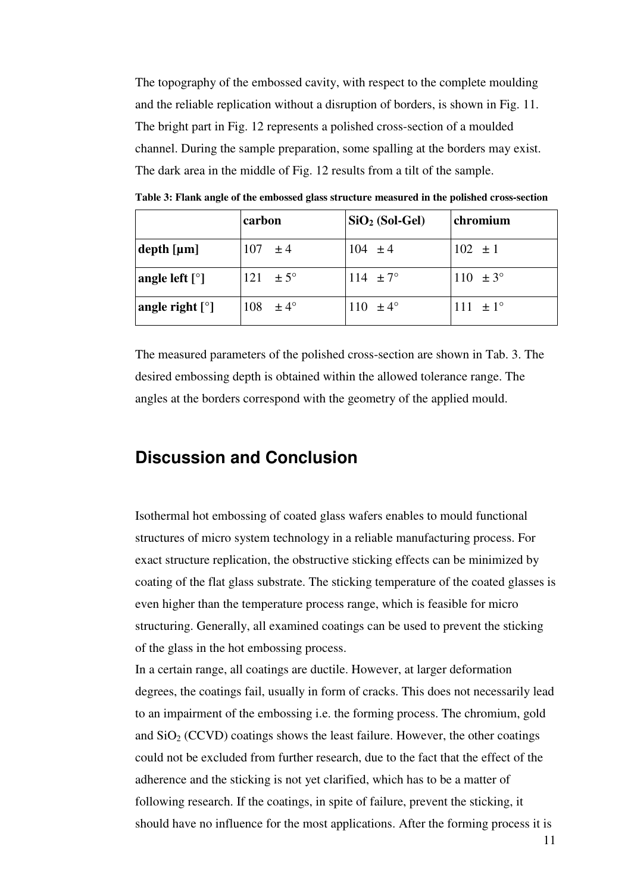The topography of the embossed cavity, with respect to the complete moulding and the reliable replication without a disruption of borders, is shown in Fig. 11. The bright part in Fig. 12 represents a polished cross-section of a moulded channel. During the sample preparation, some spalling at the borders may exist. The dark area in the middle of Fig. 12 results from a tilt of the sample.

**Table 3: Flank angle of the embossed glass structure measured in the polished cross-section**

| | **carbon** | **$SiO_2$ (Sol-Gel)** | **chromium** |
|---|---|---|---|
| **depth [µm]** | 107 ± 4 | 104 ± 4 | 102 ± 1 |
| **angle left [°]** | 121 ± 5° | 114 ± 7° | 110 ± 3° |
| **angle right [°]** | 108 ± 4° | 110 ± 4° | 111 ± 1° |

The measured parameters of the polished cross-section are shown in Tab. 3. The desired embossing depth is obtained within the allowed tolerance range. The angles at the borders correspond with the geometry of the applied mould.

## Discussion and Conclusion

Isothermal hot embossing of coated glass wafers enables to mould functional structures of micro system technology in a reliable manufacturing process. For exact structure replication, the obstructive sticking effects can be minimized by coating of the flat glass substrate. The sticking temperature of the coated glasses is even higher than the temperature process range, which is feasible for micro structuring. Generally, all examined coatings can be used to prevent the sticking of the glass in the hot embossing process.

In a certain range, all coatings are ductile. However, at larger deformation degrees, the coatings fail, usually in form of cracks. This does not necessarily lead to an impairment of the embossing i.e. the forming process. The chromium, gold and $SiO_2$ (CCVD) coatings shows the least failure. However, the other coatings could not be excluded from further research, due to the fact that the effect of the adherence and the sticking is not yet clarified, which has to be a matter of following research. If the coatings, in spite of failure, prevent the sticking, it should have no influence for the most applications. After the forming process it is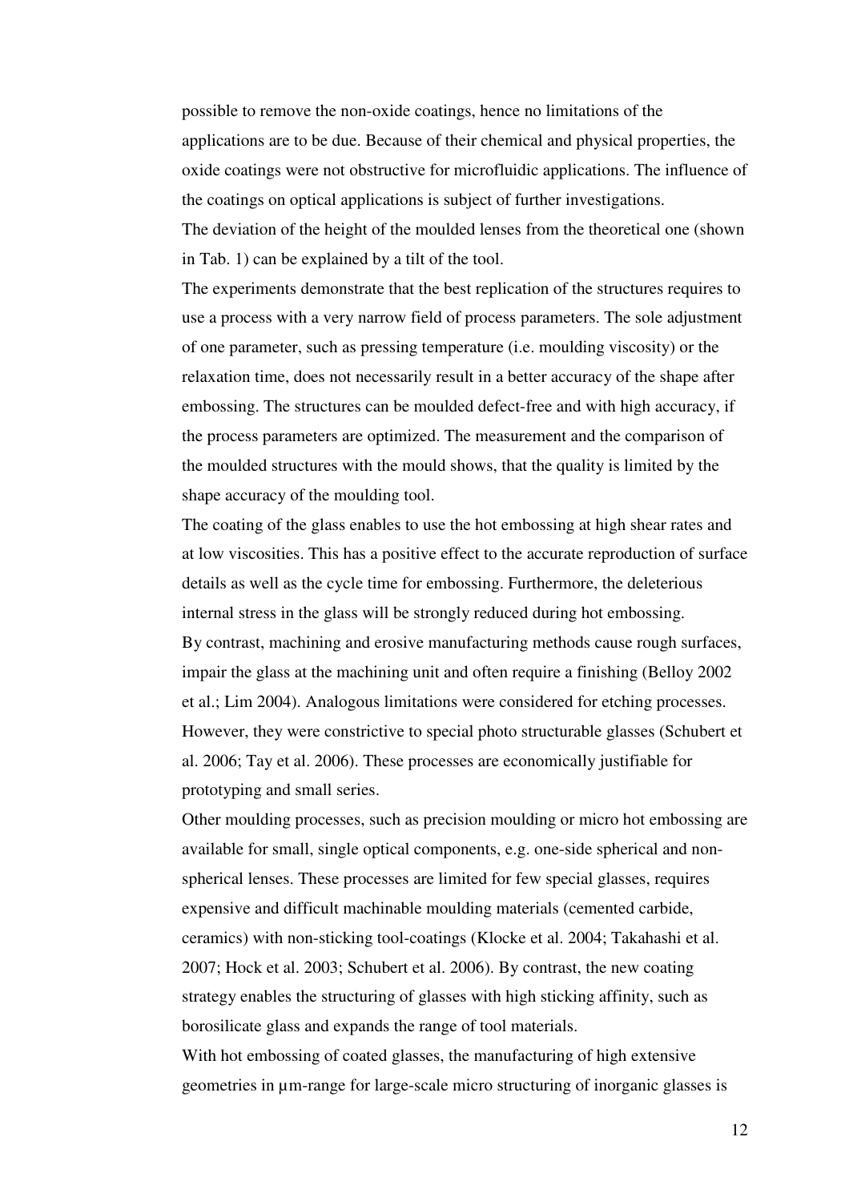possible to remove the non-oxide coatings, hence no limitations of the applications are to be due. Because of their chemical and physical properties, the oxide coatings were not obstructive for microfluidic applications. The influence of the coatings on optical applications is subject of further investigations.

The deviation of the height of the moulded lenses from the theoretical one (shown in Tab. 1) can be explained by a tilt of the tool.

The experiments demonstrate that the best replication of the structures requires to use a process with a very narrow field of process parameters. The sole adjustment of one parameter, such as pressing temperature (i.e. moulding viscosity) or the relaxation time, does not necessarily result in a better accuracy of the shape after embossing. The structures can be moulded defect-free and with high accuracy, if the process parameters are optimized. The measurement and the comparison of the moulded structures with the mould shows, that the quality is limited by the shape accuracy of the moulding tool.

The coating of the glass enables to use the hot embossing at high shear rates and at low viscosities. This has a positive effect to the accurate reproduction of surface details as well as the cycle time for embossing. Furthermore, the deleterious internal stress in the glass will be strongly reduced during hot embossing.

By contrast, machining and erosive manufacturing methods cause rough surfaces, impair the glass at the machining unit and often require a finishing (Belloy 2002 et al.; Lim 2004). Analogous limitations were considered for etching processes. However, they were constrictive to special photo structurable glasses (Schubert et al. 2006; Tay et al. 2006). These processes are economically justifiable for prototyping and small series.

Other moulding processes, such as precision moulding or micro hot embossing are available for small, single optical components, e.g. one-side spherical and non-spherical lenses. These processes are limited for few special glasses, requires expensive and difficult machinable moulding materials (cemented carbide, ceramics) with non-sticking tool-coatings (Klocke et al. 2004; Takahashi et al. 2007; Hock et al. 2003; Schubert et al. 2006). By contrast, the new coating strategy enables the structuring of glasses with high sticking affinity, such as borosilicate glass and expands the range of tool materials.

With hot embossing of coated glasses, the manufacturing of high extensive geometries in µm-range for large-scale micro structuring of inorganic glasses is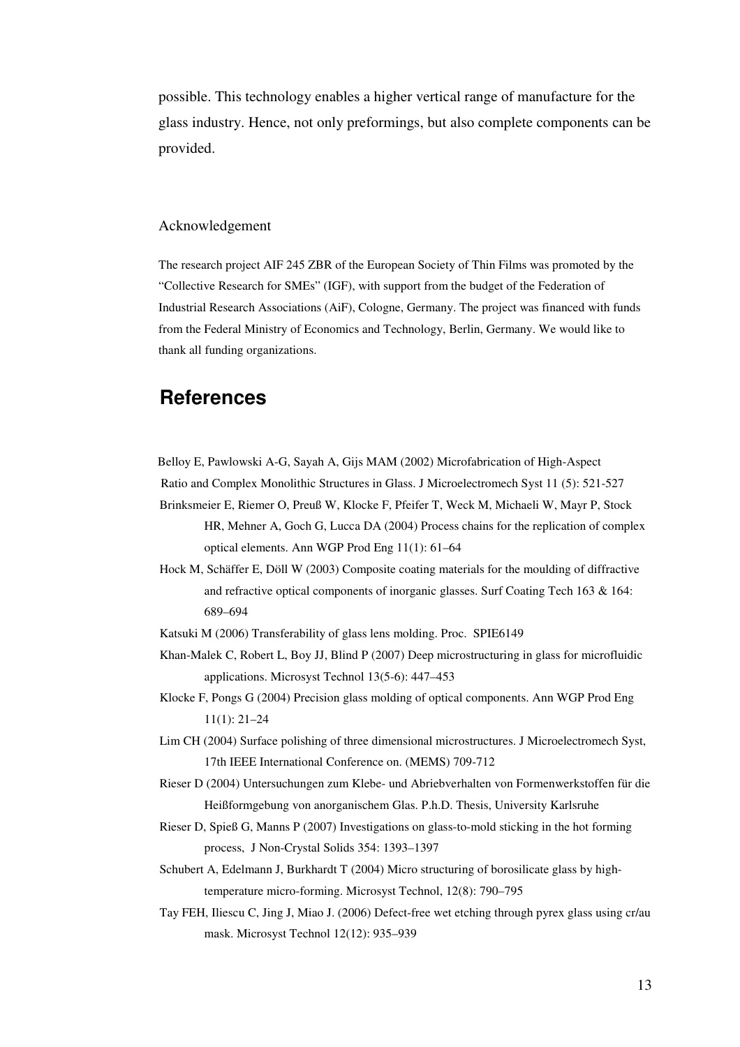possible. This technology enables a higher vertical range of manufacture for the glass industry. Hence, not only preformings, but also complete components can be provided.

### Acknowledgement

The research project AIF 245 ZBR of the European Society of Thin Films was promoted by the "Collective Research for SMEs" (IGF), with support from the budget of the Federation of Industrial Research Associations (AiF), Cologne, Germany. The project was financed with funds from the Federal Ministry of Economics and Technology, Berlin, Germany. We would like to thank all funding organizations.

## References

Belloy E, Pawlowski A-G, Sayah A, Gijs MAM (2002) Microfabrication of High-Aspect Ratio and Complex Monolithic Structures in Glass. J Microelectromech Syst 11 (5): 521-527

Brinksmeier E, Riemer O, Preuß W, Klocke F, Pfeifer T, Weck M, Michaeli W, Mayr P, Stock HR, Mehner A, Goch G, Lucca DA (2004) Process chains for the replication of complex optical elements. Ann WGP Prod Eng 11(1): 61–64

Hock M, Schäffer E, Döll W (2003) Composite coating materials for the moulding of diffractive and refractive optical components of inorganic glasses. Surf Coating Tech 163 & 164: 689–694

Katsuki M (2006) Transferability of glass lens molding. Proc. SPIE6149

Khan-Malek C, Robert L, Boy JJ, Blind P (2007) Deep microstructuring in glass for microfluidic applications. Microsyst Technol 13(5-6): 447–453

Klocke F, Pongs G (2004) Precision glass molding of optical components. Ann WGP Prod Eng 11(1): 21–24

Lim CH (2004) Surface polishing of three dimensional microstructures. J Microelectromech Syst, 17th IEEE International Conference on. (MEMS) 709-712

Rieser D (2004) Untersuchungen zum Klebe- und Abriebverhalten von Formenwerkstoffen für die Heißformgebung von anorganischem Glas. P.h.D. Thesis, University Karlsruhe

Rieser D, Spieß G, Manns P (2007) Investigations on glass-to-mold sticking in the hot forming process, J Non-Crystal Solids 354: 1393–1397

Schubert A, Edelmann J, Burkhardt T (2004) Micro structuring of borosilicate glass by high-temperature micro-forming. Microsyst Technol, 12(8): 790–795

Tay FEH, Iliescu C, Jing J, Miao J. (2006) Defect-free wet etching through pyrex glass using cr/au mask. Microsyst Technol 12(12): 935–939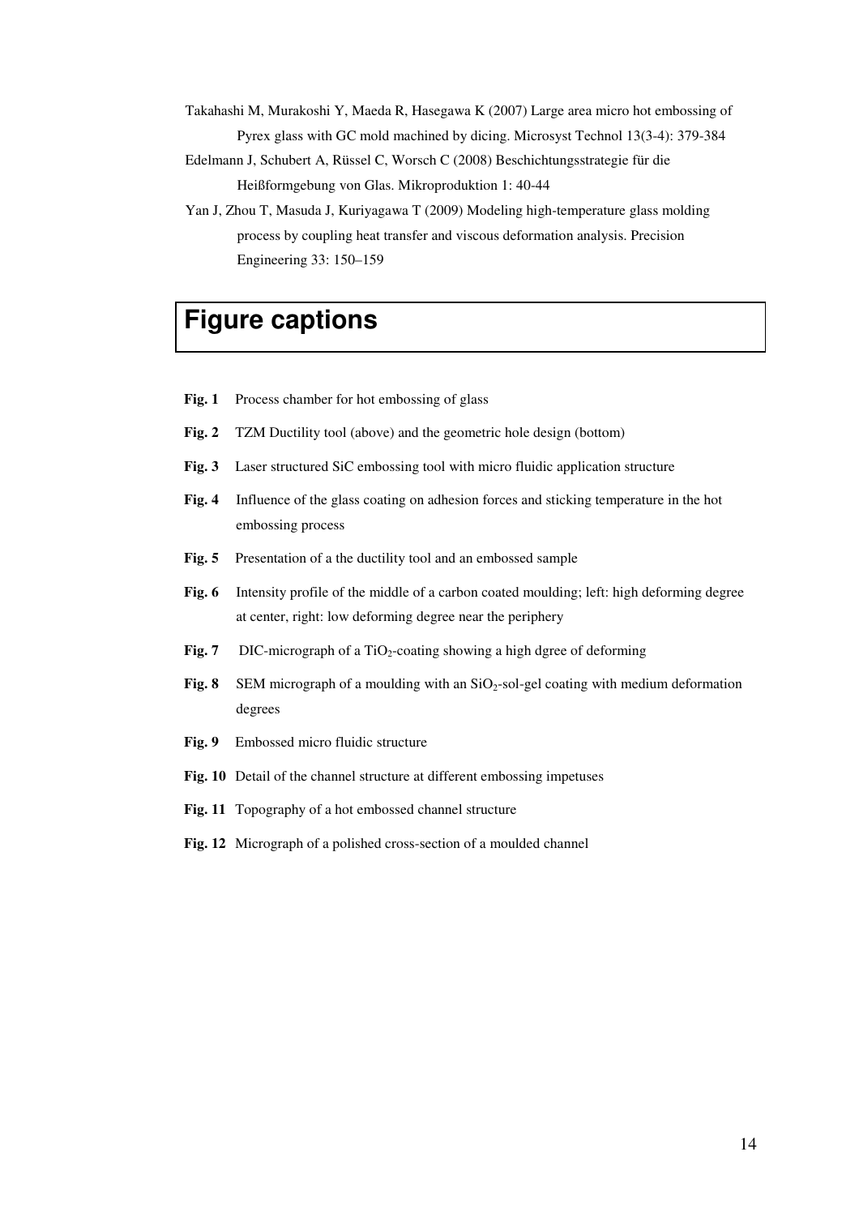Takahashi M, Murakoshi Y, Maeda R, Hasegawa K (2007) Large area micro hot embossing of Pyrex glass with GC mold machined by dicing. Microsyst Technol 13(3-4): 379-384

Edelmann J, Schubert A, Rüssel C, Worsch C (2008) Beschichtungsstrategie für die Heißformgebung von Glas. Mikroproduktion 1: 40-44

Yan J, Zhou T, Masuda J, Kuriyagawa T (2009) Modeling high-temperature glass molding process by coupling heat transfer and viscous deformation analysis. Precision Engineering 33: 150–159

# Figure captions

**Fig. 1** Process chamber for hot embossing of glass

**Fig. 2** TZM Ductility tool (above) and the geometric hole design (bottom)

**Fig. 3** Laser structured SiC embossing tool with micro fluidic application structure

**Fig. 4** Influence of the glass coating on adhesion forces and sticking temperature in the hot embossing process

**Fig. 5** Presentation of a the ductility tool and an embossed sample

**Fig. 6** Intensity profile of the middle of a carbon coated moulding; left: high deforming degree at center, right: low deforming degree near the periphery

**Fig. 7** DIC-micrograph of a $TiO_2$-coating showing a high dgree of deforming

**Fig. 8** SEM micrograph of a moulding with an $SiO_2$-sol-gel coating with medium deformation degrees

**Fig. 9** Embossed micro fluidic structure

**Fig. 10** Detail of the channel structure at different embossing impetuses

**Fig. 11** Topography of a hot embossed channel structure

**Fig. 12** Micrograph of a polished cross-section of a moulded channel